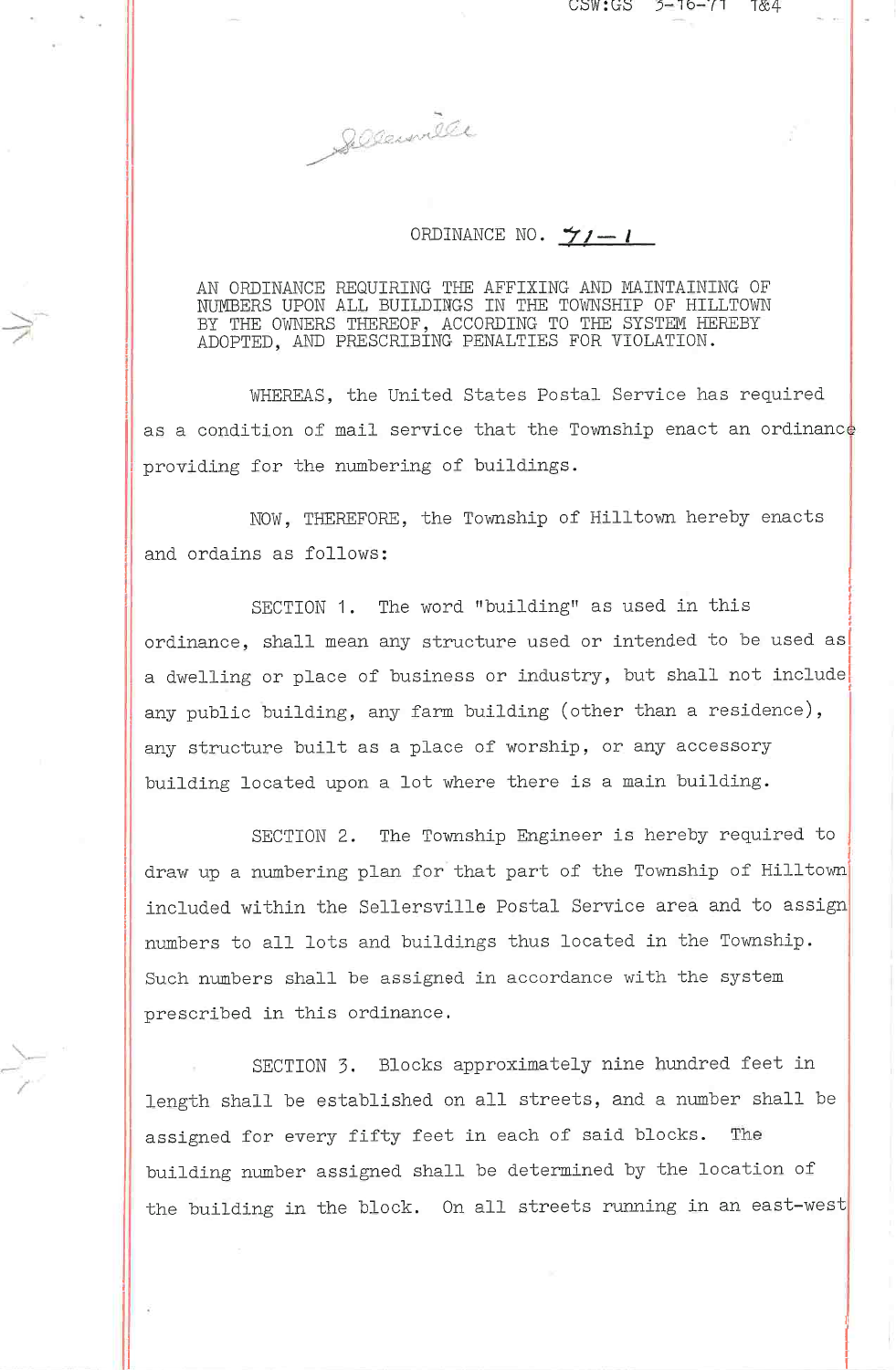CSW:GS 3-16-71 1&4

Sellersville

# ORDINANCE NO. 71-1

AN ORDINANCE REQUIRING THE AFFIXING AND MAINTAINING OF NUMBERS UPON ALL BUILDINGS IN THE TOWNSHIP OF HILLTOWN BY THE OWNERS THEREOF, ACCORDING TO THE SYSTEM HEREBY ADOPTED, AND PRESCRIBING PENALTIES FOR VIOLATION.

WHEREAS, the United States Postal Service has required as a condition of mail service that the Township enact an ordinance providing for the numbering of buildings.

NOW, THEREFORE, the Township of Hilltown hereby enacts and ordains as follows:

SECTION 1. The word "building" as used in this ordinance, shall mean any structure used or intended to be used as a dwelling or place of business or industry, but shall not include any public building, any farm building (other than a residence), any structure built as a place of worship, or any accessory building located upon a lot where there is a main building.

SECTION 2. The Township Engineer is hereby required to draw up a numbering plan for that part of the Township of Hilltown included within the Sellersville Postal Service area and to assign numbers to all lots and buildings thus located in the Township. Such numbers shall be assigned in accordance with the system prescribed in this ordinance.

SECTION 3. Blocks approximately nine hundred feet in length shall be established on all streets, and a number shall be assigned for every fifty feet in each of said blocks. The building number assigned shall be determined by the location of the building in the block. On all streets running in an east-west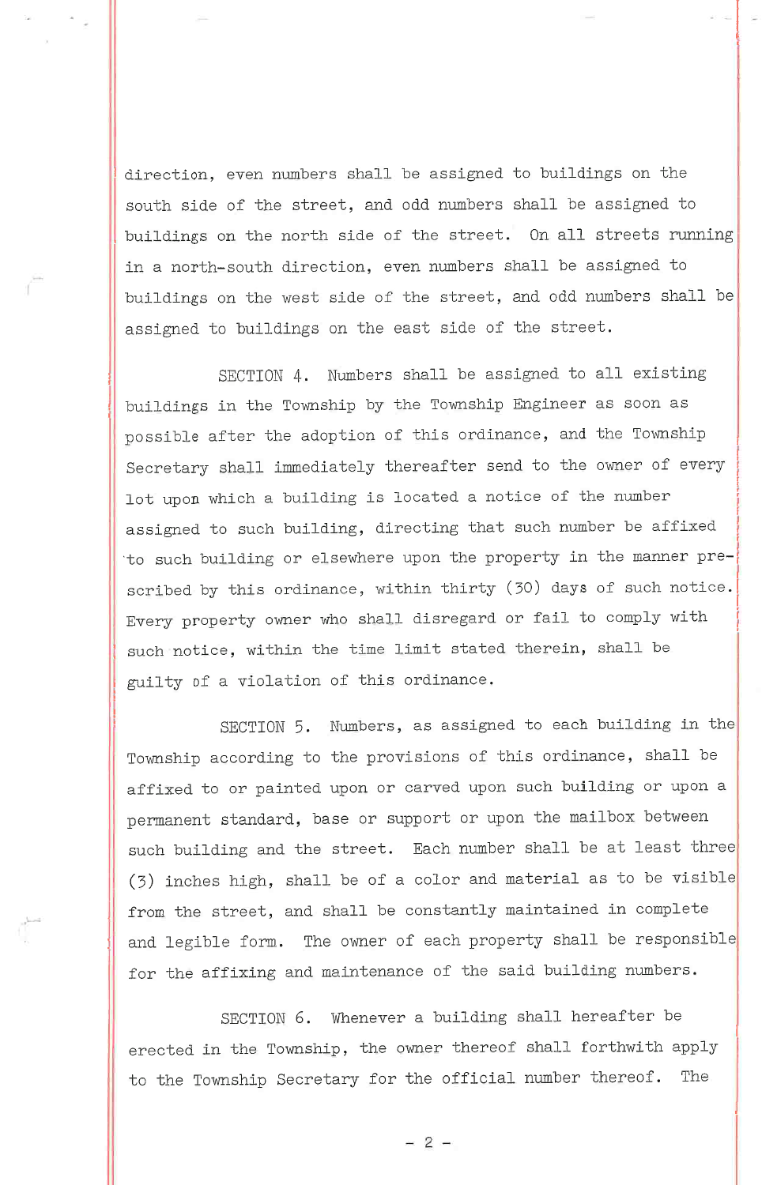direction, even numbers shall be assigned to buildings on the south side of the street, and odd numbers shall be assigned to buildings on the north side of the street. On all streets running in a north-south direction, even numbers shall be assigned to buildings on the west side of the street, and odd numbers shall be assigned to buildings on the east side of the street.

SECTION 4. Numbers shall be assigned to all existing buildings in the Township by the Township Engineer as soon as possible after the adoption of this ordinance, and the Township Secretary shall immediately thereafter send to the owner of every lot upon which a building is located a notice of the number assigned to such building, directing that such number be affixed to such building or elsewhere upon the property in the manner prescribed by this ordinance, within thirty (30) days of such notice. Every property owner who shall disregard or fail to comply with such notice, within the time limit stated therein, shall be guilty of a violation of this ordinance.

SECTION 5. Numbers, as assigned to each building in the Township according to the provisions of this ordinance, shall be affixed to or painted upon or carved upon such building or upon a permanent standard, base or support or upon the mailbox between such building and the street. Each number shall be at least three (3) inches high, shall be of a color and material as to be visible from the street, and shall be constantly maintained in complete and legible form. The owner of each property shall be responsible for the affixing and maintenance of the said building numbers.

SECTION 6. Whenever a building shall hereafter be erected in the Township, the owner thereof shall forthwith apply to the Township Secretary for the official number thereof. The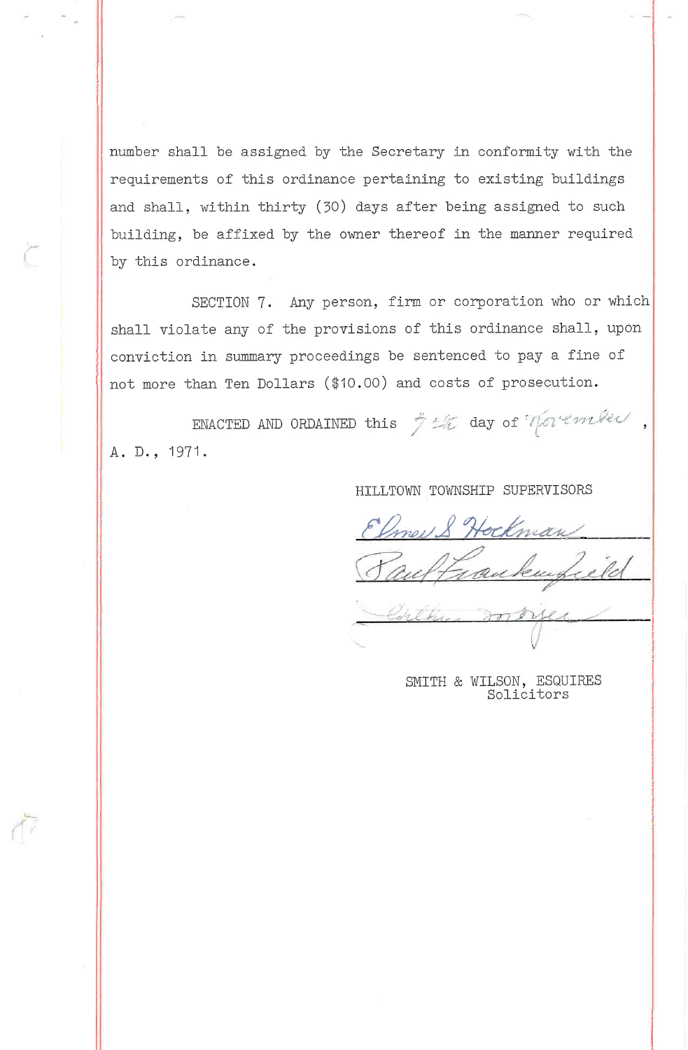number shall be assigned by the Secretary in conformity with the requirements of this ordinance pertaining to existing buildings and shall, within thirty (30) days after being assigned to such building, be affixed by the owner thereof in the manner required by this ordinance.

SECTION 7. Any person, firm or corporation who or which shall violate any of the provisions of this ordinance shall, upon conviction in summary proceedings be sentenced to pay a fine of not more than Ten Dollars ($10.00) and costs of prosecution.

ENACTED AND ORDAINED this 7th day of November, A. D., 1971.

HILLTOWN TOWNSHIP SUPERVISORS

Elmer S. Hockman

Paul Frankenfield

Arthur Moyer

SMITH & WILSON, ESQUIRES
Solicitors